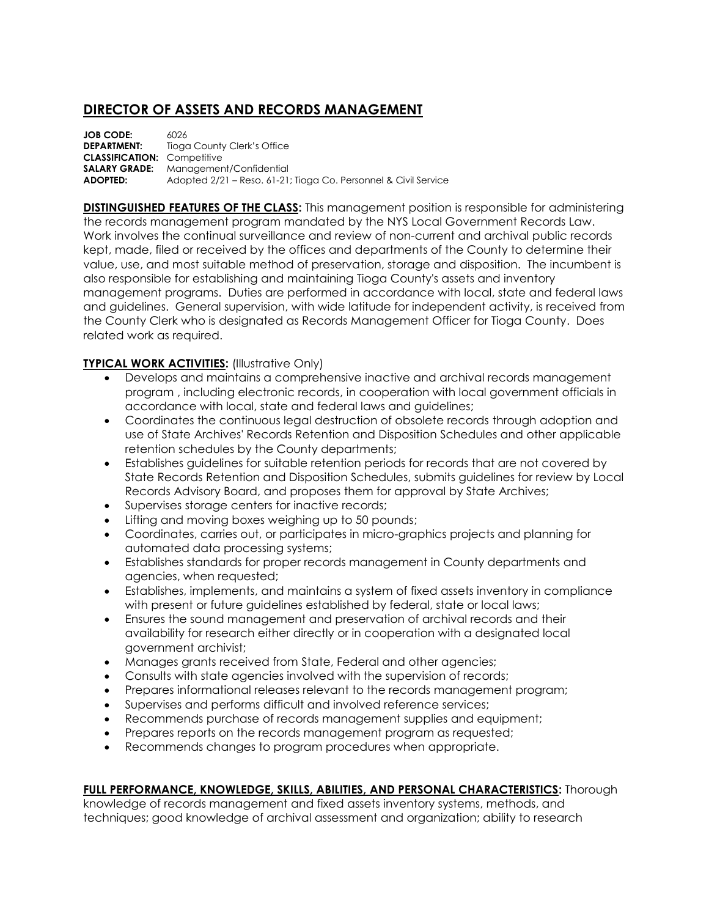# DIRECTOR OF ASSETS AND RECORDS MANAGEMENT

**JOB CODE:** 6026
**DEPARTMENT:** Tioga County Clerk's Office
**CLASSIFICATION:** Competitive
**SALARY GRADE:** Management/Confidential
**ADOPTED:** Adopted 2/21 – Reso. 61-21; Tioga Co. Personnel & Civil Service

**DISTINGUISHED FEATURES OF THE CLASS:** This management position is responsible for administering the records management program mandated by the NYS Local Government Records Law. Work involves the continual surveillance and review of non-current and archival public records kept, made, filed or received by the offices and departments of the County to determine their value, use, and most suitable method of preservation, storage and disposition. The incumbent is also responsible for establishing and maintaining Tioga County's assets and inventory management programs. Duties are performed in accordance with local, state and federal laws and guidelines. General supervision, with wide latitude for independent activity, is received from the County Clerk who is designated as Records Management Officer for Tioga County. Does related work as required.

**TYPICAL WORK ACTIVITIES:** (Illustrative Only)

- Develops and maintains a comprehensive inactive and archival records management program , including electronic records, in cooperation with local government officials in accordance with local, state and federal laws and guidelines;
- Coordinates the continuous legal destruction of obsolete records through adoption and use of State Archives' Records Retention and Disposition Schedules and other applicable retention schedules by the County departments;
- Establishes guidelines for suitable retention periods for records that are not covered by State Records Retention and Disposition Schedules, submits guidelines for review by Local Records Advisory Board, and proposes them for approval by State Archives;
- Supervises storage centers for inactive records;
- Lifting and moving boxes weighing up to 50 pounds;
- Coordinates, carries out, or participates in micro-graphics projects and planning for automated data processing systems;
- Establishes standards for proper records management in County departments and agencies, when requested;
- Establishes, implements, and maintains a system of fixed assets inventory in compliance with present or future guidelines established by federal, state or local laws;
- Ensures the sound management and preservation of archival records and their availability for research either directly or in cooperation with a designated local government archivist;
- Manages grants received from State, Federal and other agencies;
- Consults with state agencies involved with the supervision of records;
- Prepares informational releases relevant to the records management program;
- Supervises and performs difficult and involved reference services;
- Recommends purchase of records management supplies and equipment;
- Prepares reports on the records management program as requested;
- Recommends changes to program procedures when appropriate.

**FULL PERFORMANCE, KNOWLEDGE, SKILLS, ABILITIES, AND PERSONAL CHARACTERISTICS:** Thorough knowledge of records management and fixed assets inventory systems, methods, and techniques; good knowledge of archival assessment and organization; ability to research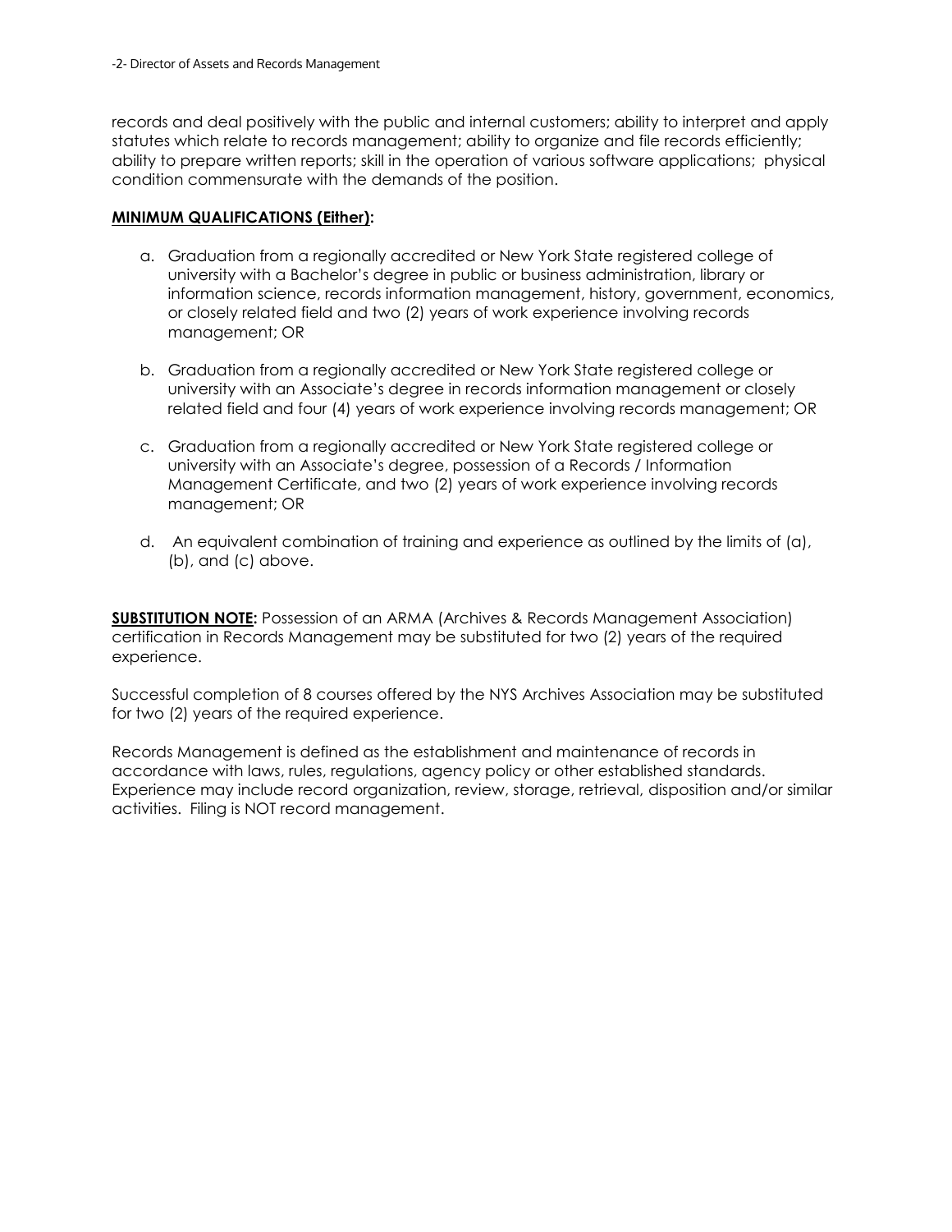records and deal positively with the public and internal customers; ability to interpret and apply statutes which relate to records management; ability to organize and file records efficiently; ability to prepare written reports; skill in the operation of various software applications; physical condition commensurate with the demands of the position.

**MINIMUM QUALIFICATIONS (Either):**

a. Graduation from a regionally accredited or New York State registered college of university with a Bachelor's degree in public or business administration, library or information science, records information management, history, government, economics, or closely related field and two (2) years of work experience involving records management; OR

b. Graduation from a regionally accredited or New York State registered college or university with an Associate's degree in records information management or closely related field and four (4) years of work experience involving records management; OR

c. Graduation from a regionally accredited or New York State registered college or university with an Associate's degree, possession of a Records / Information Management Certificate, and two (2) years of work experience involving records management; OR

d. An equivalent combination of training and experience as outlined by the limits of (a), (b), and (c) above.

**SUBSTITUTION NOTE:** Possession of an ARMA (Archives & Records Management Association) certification in Records Management may be substituted for two (2) years of the required experience.

Successful completion of 8 courses offered by the NYS Archives Association may be substituted for two (2) years of the required experience.

Records Management is defined as the establishment and maintenance of records in accordance with laws, rules, regulations, agency policy or other established standards. Experience may include record organization, review, storage, retrieval, disposition and/or similar activities. Filing is NOT record management.